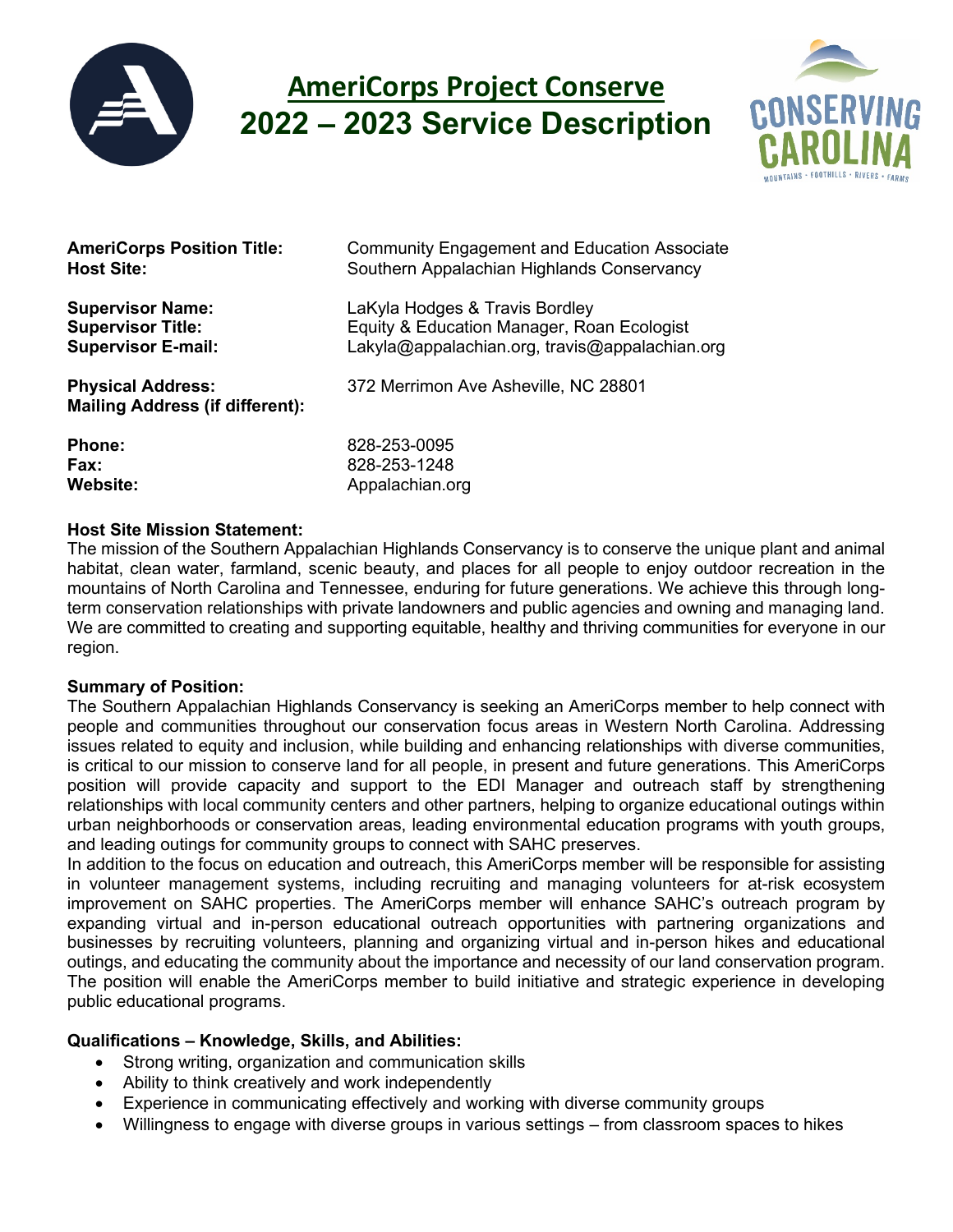# AmeriCorps Project Conserve
# 2022 – 2023 Service Description

| | |
|---|---|
| **AmeriCorps Position Title:** | Community Engagement and Education Associate |
| **Host Site:** | Southern Appalachian Highlands Conservancy |
| **Supervisor Name:** | LaKyla Hodges & Travis Bordley |
| **Supervisor Title:** | Equity & Education Manager, Roan Ecologist |
| **Supervisor E-mail:** | Lakyla@appalachian.org, travis@appalachian.org |
| **Physical Address:** | 372 Merrimon Ave Asheville, NC 28801 |
| **Mailing Address (if different):** | |
| **Phone:** | 828-253-0095 |
| **Fax:** | 828-253-1248 |
| **Website:** | Appalachian.org |

**Host Site Mission Statement:**
The mission of the Southern Appalachian Highlands Conservancy is to conserve the unique plant and animal habitat, clean water, farmland, scenic beauty, and places for all people to enjoy outdoor recreation in the mountains of North Carolina and Tennessee, enduring for future generations. We achieve this through long-term conservation relationships with private landowners and public agencies and owning and managing land. We are committed to creating and supporting equitable, healthy and thriving communities for everyone in our region.

**Summary of Position:**
The Southern Appalachian Highlands Conservancy is seeking an AmeriCorps member to help connect with people and communities throughout our conservation focus areas in Western North Carolina. Addressing issues related to equity and inclusion, while building and enhancing relationships with diverse communities, is critical to our mission to conserve land for all people, in present and future generations. This AmeriCorps position will provide capacity and support to the EDI Manager and outreach staff by strengthening relationships with local community centers and other partners, helping to organize educational outings within urban neighborhoods or conservation areas, leading environmental education programs with youth groups, and leading outings for community groups to connect with SAHC preserves.
In addition to the focus on education and outreach, this AmeriCorps member will be responsible for assisting in volunteer management systems, including recruiting and managing volunteers for at-risk ecosystem improvement on SAHC properties. The AmeriCorps member will enhance SAHC's outreach program by expanding virtual and in-person educational outreach opportunities with partnering organizations and businesses by recruiting volunteers, planning and organizing virtual and in-person hikes and educational outings, and educating the community about the importance and necessity of our land conservation program. The position will enable the AmeriCorps member to build initiative and strategic experience in developing public educational programs.

**Qualifications – Knowledge, Skills, and Abilities:**
- Strong writing, organization and communication skills
- Ability to think creatively and work independently
- Experience in communicating effectively and working with diverse community groups
- Willingness to engage with diverse groups in various settings – from classroom spaces to hikes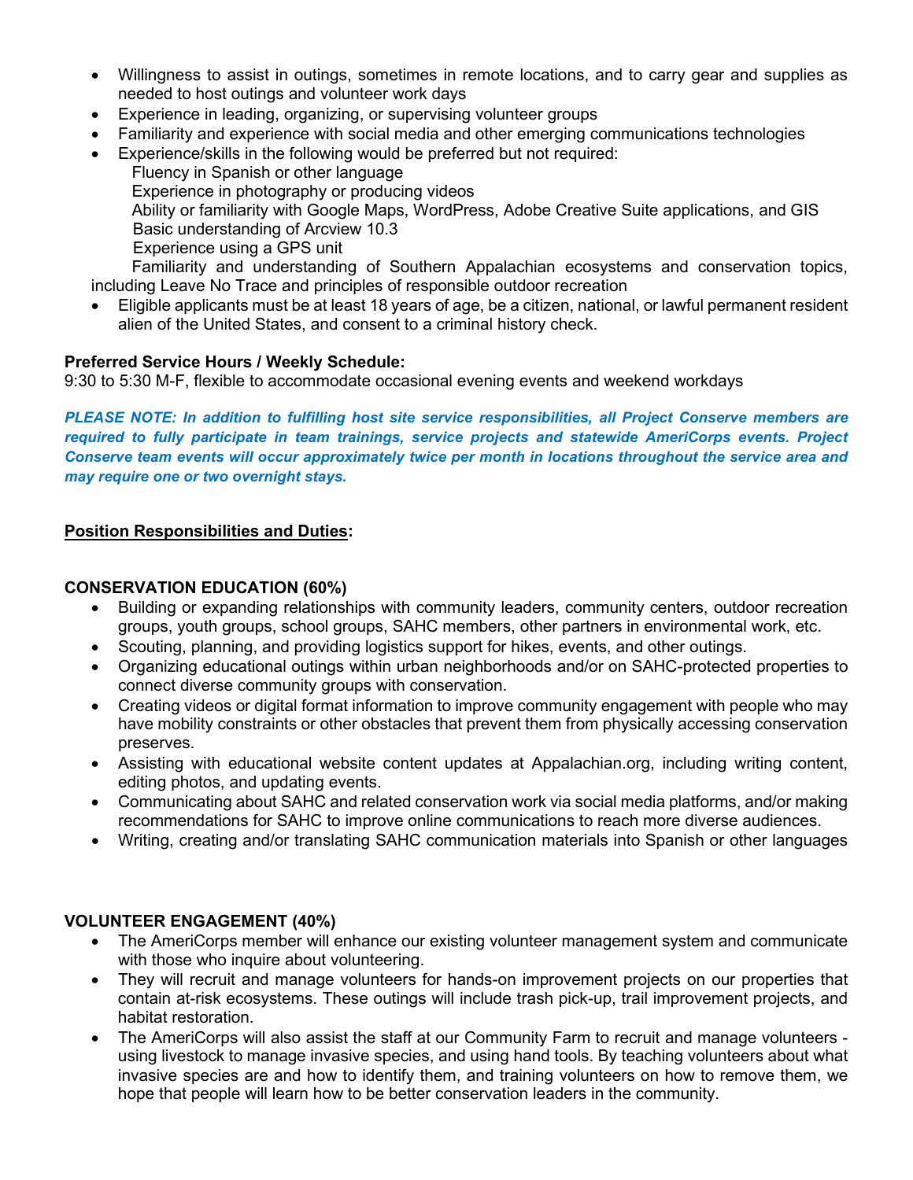- Willingness to assist in outings, sometimes in remote locations, and to carry gear and supplies as needed to host outings and volunteer work days
- Experience in leading, organizing, or supervising volunteer groups
- Familiarity and experience with social media and other emerging communications technologies
- Experience/skills in the following would be preferred but not required:
  - Fluency in Spanish or other language
  - Experience in photography or producing videos
  - Ability or familiarity with Google Maps, WordPress, Adobe Creative Suite applications, and GIS
  - Basic understanding of Arcview 10.3
  - Experience using a GPS unit
  - Familiarity and understanding of Southern Appalachian ecosystems and conservation topics, including Leave No Trace and principles of responsible outdoor recreation
- Eligible applicants must be at least 18 years of age, be a citizen, national, or lawful permanent resident alien of the United States, and consent to a criminal history check.

**Preferred Service Hours / Weekly Schedule:**
9:30 to 5:30 M-F, flexible to accommodate occasional evening events and weekend workdays

***PLEASE NOTE: In addition to fulfilling host site service responsibilities, all Project Conserve members are required to fully participate in team trainings, service projects and statewide AmeriCorps events. Project Conserve team events will occur approximately twice per month in locations throughout the service area and may require one or two overnight stays.***

**Position Responsibilities and Duties:**

**CONSERVATION EDUCATION (60%)**

- Building or expanding relationships with community leaders, community centers, outdoor recreation groups, youth groups, school groups, SAHC members, other partners in environmental work, etc.
- Scouting, planning, and providing logistics support for hikes, events, and other outings.
- Organizing educational outings within urban neighborhoods and/or on SAHC-protected properties to connect diverse community groups with conservation.
- Creating videos or digital format information to improve community engagement with people who may have mobility constraints or other obstacles that prevent them from physically accessing conservation preserves.
- Assisting with educational website content updates at Appalachian.org, including writing content, editing photos, and updating events.
- Communicating about SAHC and related conservation work via social media platforms, and/or making recommendations for SAHC to improve online communications to reach more diverse audiences.
- Writing, creating and/or translating SAHC communication materials into Spanish or other languages

**VOLUNTEER ENGAGEMENT (40%)**

- The AmeriCorps member will enhance our existing volunteer management system and communicate with those who inquire about volunteering.
- They will recruit and manage volunteers for hands-on improvement projects on our properties that contain at-risk ecosystems. These outings will include trash pick-up, trail improvement projects, and habitat restoration.
- The AmeriCorps will also assist the staff at our Community Farm to recruit and manage volunteers - using livestock to manage invasive species, and using hand tools. By teaching volunteers about what invasive species are and how to identify them, and training volunteers on how to remove them, we hope that people will learn how to be better conservation leaders in the community.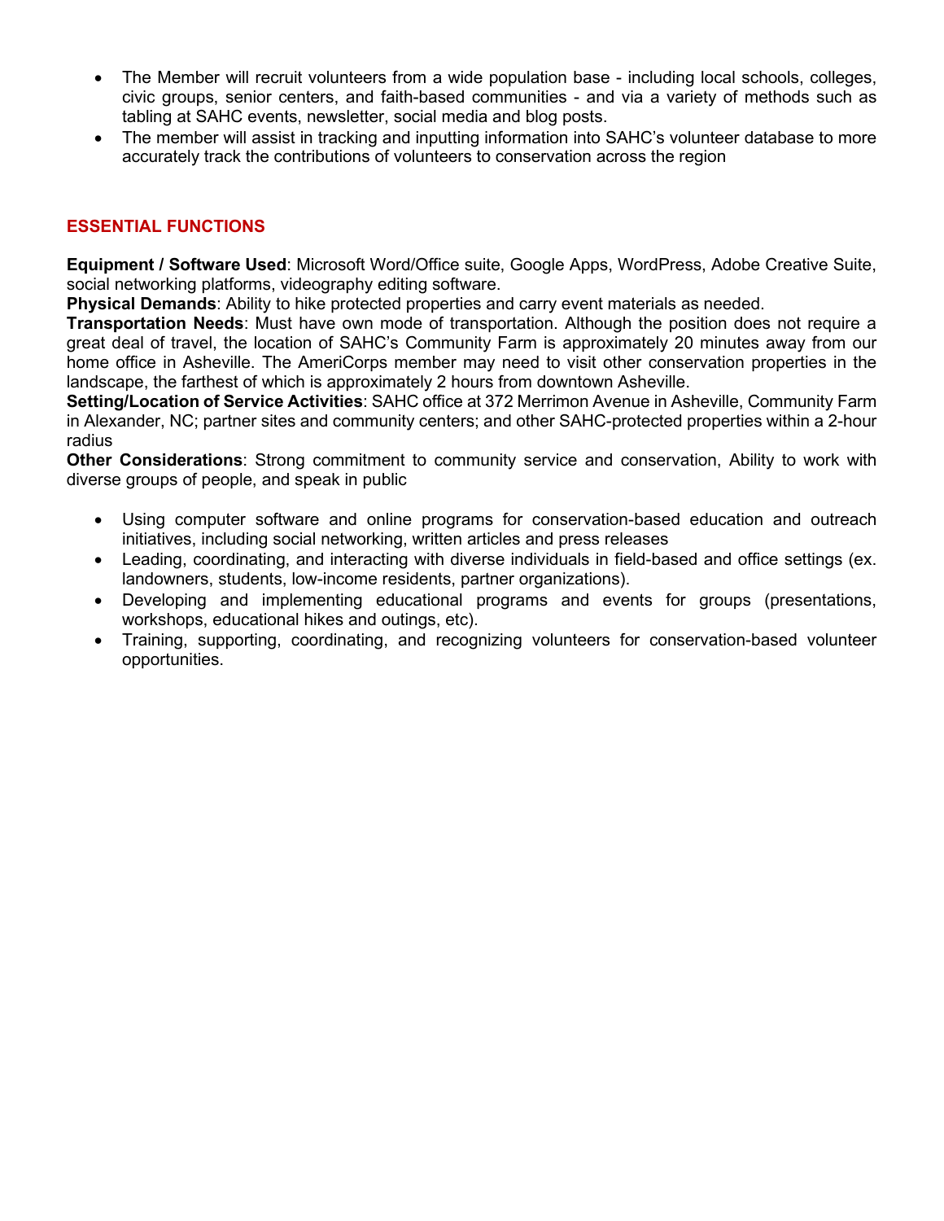- The Member will recruit volunteers from a wide population base - including local schools, colleges, civic groups, senior centers, and faith-based communities - and via a variety of methods such as tabling at SAHC events, newsletter, social media and blog posts.
- The member will assist in tracking and inputting information into SAHC's volunteer database to more accurately track the contributions of volunteers to conservation across the region

## ESSENTIAL FUNCTIONS

**Equipment / Software Used**: Microsoft Word/Office suite, Google Apps, WordPress, Adobe Creative Suite, social networking platforms, videography editing software.
**Physical Demands**: Ability to hike protected properties and carry event materials as needed.
**Transportation Needs**: Must have own mode of transportation. Although the position does not require a great deal of travel, the location of SAHC's Community Farm is approximately 20 minutes away from our home office in Asheville. The AmeriCorps member may need to visit other conservation properties in the landscape, the farthest of which is approximately 2 hours from downtown Asheville.
**Setting/Location of Service Activities**: SAHC office at 372 Merrimon Avenue in Asheville, Community Farm in Alexander, NC; partner sites and community centers; and other SAHC-protected properties within a 2-hour radius
**Other Considerations**: Strong commitment to community service and conservation, Ability to work with diverse groups of people, and speak in public

- Using computer software and online programs for conservation-based education and outreach initiatives, including social networking, written articles and press releases
- Leading, coordinating, and interacting with diverse individuals in field-based and office settings (ex. landowners, students, low-income residents, partner organizations).
- Developing and implementing educational programs and events for groups (presentations, workshops, educational hikes and outings, etc).
- Training, supporting, coordinating, and recognizing volunteers for conservation-based volunteer opportunities.